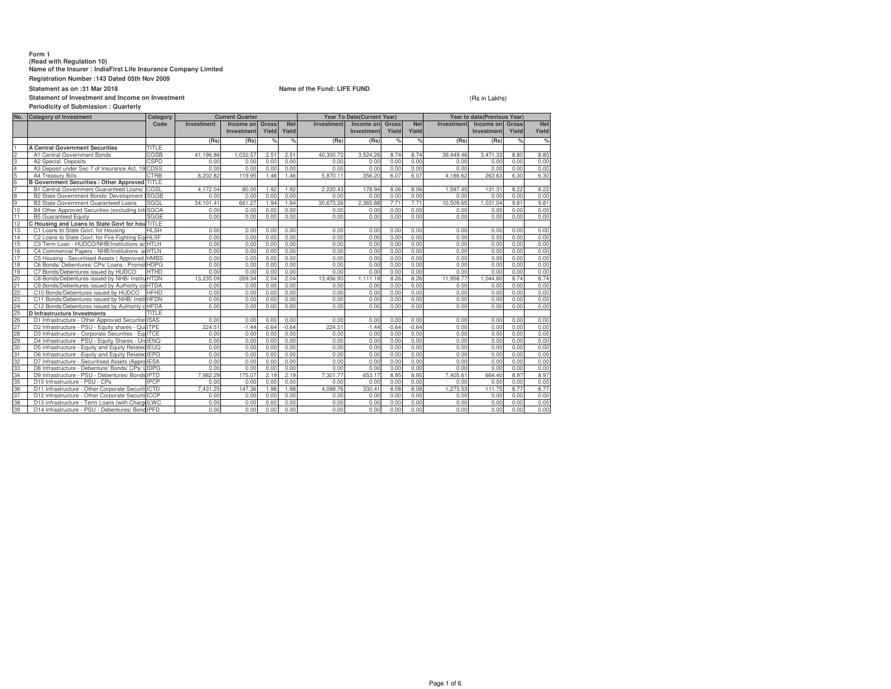Form 1
(Read with Regulation 10)
Name of the Insurer : IndiaFirst Life Insurance Company Limited
Registration Number :143 Dated 05th Nov 2009

Statement as on :31 Mar 2018

Name of the Fund: LIFE FUND

Statement of Investment and Income on Investment

(Rs in Lakhs)

Periodicity of Submission : Quarterly

| No. | Category of Investment | Category Code | Current Quarter | | | | Year To Date(Current Year) | | | | Year to date(Previous Year) | | | |
|---|---|---|---|---|---|---|---|---|---|---|---|---|---|---|
| | | | Investment | Income on Investment | Gross Yield | Net Yield | Investment | Income on Investment | Gross Yield | Net Yield | Investment | Income on Investment | Gross Yield | Net Yield |
| | | | (Rs) | (Rs) | % | % | (Rs) | (Rs) | % | % | (Rs) | (Rs) | % | % |
| 1 | A Central Government Securities | TITLE | | | | | | | | | | | | |
| 2 | A1 Central Government Bonds | CGSB | 41,196.86 | 1,032.57 | 2.51 | 2.51 | 40,300.72 | 3,524.26 | 8.74 | 8.74 | 39,449.46 | 3,471.33 | 8.80 | 8.80 |
| 3 | A2 Special Deposits | CSPD | 0.00 | 0.00 | 0.00 | 0.00 | 0.00 | 0.00 | 0.00 | 0.00 | 0.00 | 0.00 | 0.00 | 0.00 |
| 4 | A3 Deposit under Sec 7 of Insurance Act, 19 | CDSS | 0.00 | 0.00 | 0.00 | 0.00 | 0.00 | 0.00 | 0.00 | 0.00 | 0.00 | 0.00 | 0.00 | 0.00 |
| 5 | A4 Treasury Bills | CTRB | 8,202.82 | 119.95 | 1.46 | 1.46 | 5,870.11 | 356.20 | 6.07 | 6.07 | 4,186.62 | 263.63 | 6.30 | 6.30 |
| 6 | B Government Securities / Other Approved | TITLE | | | | | | | | | | | | |
| 7 | B1 Central Government Guaranteed Loans/ | CGSL | 4,172.04 | 80.00 | 1.92 | 1.92 | 2,220.43 | 178.94 | 8.06 | 8.06 | 1,597.45 | 131.31 | 8.22 | 8.22 |
| 8 | B2 State Government Bonds/ Development | SGGB | 0.00 | 0.00 | 0.00 | 0.00 | 0.00 | 0.00 | 0.00 | 0.00 | 0.00 | 0.00 | 0.00 | 0.00 |
| 9 | B3 State Government Guaranteed Loans | SGGL | 34,101.41 | 661.27 | 1.94 | 1.94 | 30,673.26 | 2,365.88 | 7.71 | 7.71 | 10,509.65 | 1,031.04 | 9.81 | 9.81 |
| 10 | B4 Other Approved Securities (excluding Inf | SGOA | 0.00 | 0.00 | 0.00 | 0.00 | 0.00 | 0.00 | 0.00 | 0.00 | 0.00 | 0.00 | 0.00 | 0.00 |
| 11 | B5 Guaranteed Equity | SGGE | 0.00 | 0.00 | 0.00 | 0.00 | 0.00 | 0.00 | 0.00 | 0.00 | 0.00 | 0.00 | 0.00 | 0.00 |
| 12 | C Housing and Loans to State Govt for hou | TITLE | | | | | | | | | | | | |
| 13 | C1 Loans to State Govt. for Housing | HLSH | 0.00 | 0.00 | 0.00 | 0.00 | 0.00 | 0.00 | 0.00 | 0.00 | 0.00 | 0.00 | 0.00 | 0.00 |
| 14 | C2 Loans to State Govt. for Fire Fighting Eq | HLSF | 0.00 | 0.00 | 0.00 | 0.00 | 0.00 | 0.00 | 0.00 | 0.00 | 0.00 | 0.00 | 0.00 | 0.00 |
| 15 | C3 Term Loan - HUDCO/NHB/Institutions ac | HTLH | 0.00 | 0.00 | 0.00 | 0.00 | 0.00 | 0.00 | 0.00 | 0.00 | 0.00 | 0.00 | 0.00 | 0.00 |
| 16 | C4 Commercial Papers - NHB/Institutions a | HTLN | 0.00 | 0.00 | 0.00 | 0.00 | 0.00 | 0.00 | 0.00 | 0.00 | 0.00 | 0.00 | 0.00 | 0.00 |
| 17 | C5 Housing - Securitised Assets ( Approved | HMBS | 0.00 | 0.00 | 0.00 | 0.00 | 0.00 | 0.00 | 0.00 | 0.00 | 0.00 | 0.00 | 0.00 | 0.00 |
| 18 | C6 Bonds/ Debentures/ CPs/ Loans - Promot | HDPG | 0.00 | 0.00 | 0.00 | 0.00 | 0.00 | 0.00 | 0.00 | 0.00 | 0.00 | 0.00 | 0.00 | 0.00 |
| 19 | C7 Bonds/Debentures issued by HUDCO | HTHD | 0.00 | 0.00 | 0.00 | 0.00 | 0.00 | 0.00 | 0.00 | 0.00 | 0.00 | 0.00 | 0.00 | 0.00 |
| 20 | C8 Bonds/Debentures issued by NHB/ Institu | HTDN | 13,235.09 | 269.34 | 2.04 | 2.04 | 13,456.93 | 1,111.18 | 8.26 | 8.26 | 11,958.77 | 1,044.80 | 8.74 | 8.74 |
| 21 | C9 Bonds/Debentures issued by Authority co | HTDA | 0.00 | 0.00 | 0.00 | 0.00 | 0.00 | 0.00 | 0.00 | 0.00 | 0.00 | 0.00 | 0.00 | 0.00 |
| 22 | C10 Bonds/Debentures issued by HUDCO | HFHD | 0.00 | 0.00 | 0.00 | 0.00 | 0.00 | 0.00 | 0.00 | 0.00 | 0.00 | 0.00 | 0.00 | 0.00 |
| 23 | C11 Bonds/Debentures issued by NHB/ Instit | HFDN | 0.00 | 0.00 | 0.00 | 0.00 | 0.00 | 0.00 | 0.00 | 0.00 | 0.00 | 0.00 | 0.00 | 0.00 |
| 24 | C12 Bonds/Debentures issued by Authority c | HFDA | 0.00 | 0.00 | 0.00 | 0.00 | 0.00 | 0.00 | 0.00 | 0.00 | 0.00 | 0.00 | 0.00 | 0.00 |
| 25 | D Infrastructure Investments | TITLE | | | | | | | | | | | | |
| 26 | D1 Infrastructure - Other Approved Securitie | ISAS | 0.00 | 0.00 | 0.00 | 0.00 | 0.00 | 0.00 | 0.00 | 0.00 | 0.00 | 0.00 | 0.00 | 0.00 |
| 27 | D2 Infrastructure - PSU - Equity shares - Qu | ITPE | 224.51 | -1.44 | -0.64 | -0.64 | 224.51 | -1.44 | -0.64 | -0.64 | 0.00 | 0.00 | 0.00 | 0.00 |
| 28 | D3 Infrastructure - Corporate Securities - Eq | ITCE | 0.00 | 0.00 | 0.00 | 0.00 | 0.00 | 0.00 | 0.00 | 0.00 | 0.00 | 0.00 | 0.00 | 0.00 |
| 29 | D4 Infrastructure - PSU - Equity Shares - Un | IENQ | 0.00 | 0.00 | 0.00 | 0.00 | 0.00 | 0.00 | 0.00 | 0.00 | 0.00 | 0.00 | 0.00 | 0.00 |
| 30 | D5 Infrastructure - Equity and Equity Related | IEUQ | 0.00 | 0.00 | 0.00 | 0.00 | 0.00 | 0.00 | 0.00 | 0.00 | 0.00 | 0.00 | 0.00 | 0.00 |
| 31 | D6 Infrastructure - Equity and Equity Related | IEPG | 0.00 | 0.00 | 0.00 | 0.00 | 0.00 | 0.00 | 0.00 | 0.00 | 0.00 | 0.00 | 0.00 | 0.00 |
| 32 | D7 Infrastructure - Securitised Assets (Appro | IESA | 0.00 | 0.00 | 0.00 | 0.00 | 0.00 | 0.00 | 0.00 | 0.00 | 0.00 | 0.00 | 0.00 | 0.00 |
| 33 | D8 Infrastructure - Debenture/ Bonds/ CPs/ L | IDPG | 0.00 | 0.00 | 0.00 | 0.00 | 0.00 | 0.00 | 0.00 | 0.00 | 0.00 | 0.00 | 0.00 | 0.00 |
| 34 | D9 Infrastructure - PSU - Debentures/ Bonds | IPTD | 7,982.29 | 175.07 | 2.19 | 2.19 | 7,301.77 | 653.17 | 8.95 | 8.95 | 7,405.61 | 664.40 | 8.97 | 8.97 |
| 35 | D10 Infrastructure - PSU - CPs | IPCP | 0.00 | 0.00 | 0.00 | 0.00 | 0.00 | 0.00 | 0.00 | 0.00 | 0.00 | 0.00 | 0.00 | 0.00 |
| 36 | D11 Infrastructure - Other Corporate Securiti | ICTD | 7,431.25 | 147.36 | 1.98 | 1.98 | 4,088.76 | 330.41 | 8.08 | 8.08 | 1,273.53 | 111.75 | 8.77 | 8.77 |
| 37 | D12 Infrastructure - Other Corporate Securiti | ICCP | 0.00 | 0.00 | 0.00 | 0.00 | 0.00 | 0.00 | 0.00 | 0.00 | 0.00 | 0.00 | 0.00 | 0.00 |
| 38 | D13 Infrastructure - Term Loans (with Charge | ILWC | 0.00 | 0.00 | 0.00 | 0.00 | 0.00 | 0.00 | 0.00 | 0.00 | 0.00 | 0.00 | 0.00 | 0.00 |
| 39 | D14 Infrastructure - PSU - Debentures/ Bond | IPFD | 0.00 | 0.00 | 0.00 | 0.00 | 0.00 | 0.00 | 0.00 | 0.00 | 0.00 | 0.00 | 0.00 | 0.00 |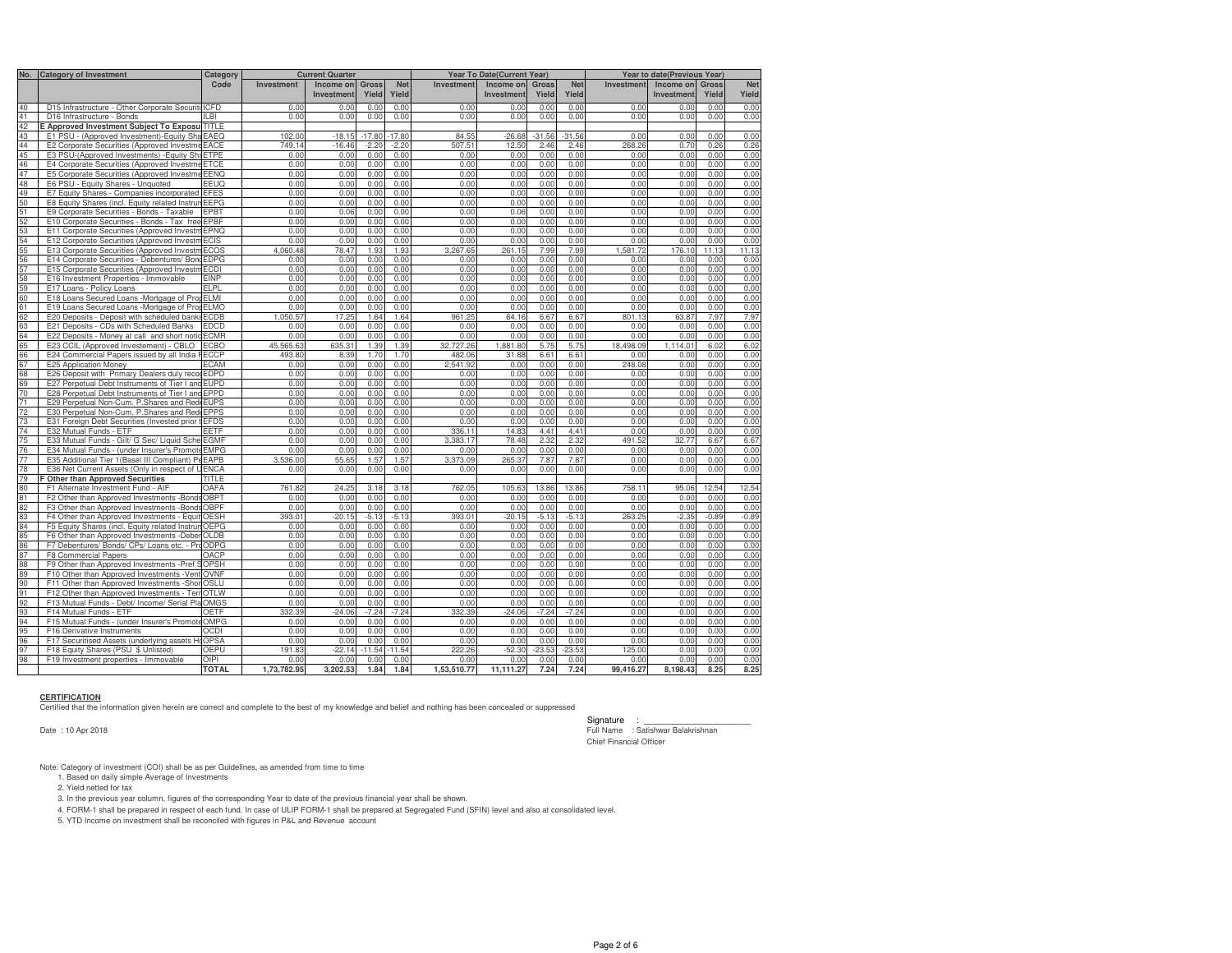| No. | Category of Investment | Category Code | Current Quarter | | | | Year To Date(Current Year) | | | | Year to date(Previous Year) | | | |
|---|---|---|---|---|---|---|---|---|---|---|---|---|---|---|
| | | | Investment | Income on Investment | Gross Yield | Net Yield | Investment | Income on Investment | Gross Yield | Net Yield | Investment | Income on Investment | Gross Yield | Net Yield |
| 40 | D15 Infrastructure - Other Corporate Securiti | ICFD | 0.00 | 0.00 | 0.00 | 0.00 | 0.00 | 0.00 | 0.00 | 0.00 | 0.00 | 0.00 | 0.00 | 0.00 |
| 41 | D16 Infrastructure - Bonds | ILBI | 0.00 | 0.00 | 0.00 | 0.00 | 0.00 | 0.00 | 0.00 | 0.00 | 0.00 | 0.00 | 0.00 | 0.00 |
| 42 | **E Approved Investment Subject To Exposu** | TITLE | | | | | | | | | | | | |
| 43 | E1 PSU - (Approved Investment)-Equity Sha | EAEQ | 102.00 | -18.15 | -17.80 | -17.80 | 84.55 | -26.68 | -31.56 | -31.56 | 0.00 | 0.00 | 0.00 | 0.00 |
| 44 | E2 Corporate Securities (Approved Investme | EACE | 749.14 | -16.46 | -2.20 | -2.20 | 507.51 | 12.50 | 2.46 | 2.46 | 268.26 | 0.70 | 0.26 | 0.26 |
| 45 | E3 PSU-(Approved Investments) -Equity Sha | ETPE | 0.00 | 0.00 | 0.00 | 0.00 | 0.00 | 0.00 | 0.00 | 0.00 | 0.00 | 0.00 | 0.00 | 0.00 |
| 46 | E4 Corporate Securities (Approved Investme | ETCE | 0.00 | 0.00 | 0.00 | 0.00 | 0.00 | 0.00 | 0.00 | 0.00 | 0.00 | 0.00 | 0.00 | 0.00 |
| 47 | E5 Corporate Securities (Approved Investme | EENQ | 0.00 | 0.00 | 0.00 | 0.00 | 0.00 | 0.00 | 0.00 | 0.00 | 0.00 | 0.00 | 0.00 | 0.00 |
| 48 | E6 PSU - Equity Shares - Unquoted | EEUQ | 0.00 | 0.00 | 0.00 | 0.00 | 0.00 | 0.00 | 0.00 | 0.00 | 0.00 | 0.00 | 0.00 | 0.00 |
| 49 | E7 Equity Shares - Companies incorporated | EFES | 0.00 | 0.00 | 0.00 | 0.00 | 0.00 | 0.00 | 0.00 | 0.00 | 0.00 | 0.00 | 0.00 | 0.00 |
| 50 | E8 Equity Shares (incl. Equity related Instrum | EEPG | 0.00 | 0.00 | 0.00 | 0.00 | 0.00 | 0.00 | 0.00 | 0.00 | 0.00 | 0.00 | 0.00 | 0.00 |
| 51 | E9 Corporate Securities - Bonds - Taxable | EPBT | 0.00 | 0.06 | 0.00 | 0.00 | 0.00 | 0.06 | 0.00 | 0.00 | 0.00 | 0.00 | 0.00 | 0.00 |
| 52 | E10 Corporate Securities - Bonds - Tax free | EPBF | 0.00 | 0.00 | 0.00 | 0.00 | 0.00 | 0.00 | 0.00 | 0.00 | 0.00 | 0.00 | 0.00 | 0.00 |
| 53 | E11 Corporate Securities (Approved Investm | EPNQ | 0.00 | 0.00 | 0.00 | 0.00 | 0.00 | 0.00 | 0.00 | 0.00 | 0.00 | 0.00 | 0.00 | 0.00 |
| 54 | E12 Corporate Securities (Approved Investm | ECIS | 0.00 | 0.00 | 0.00 | 0.00 | 0.00 | 0.00 | 0.00 | 0.00 | 0.00 | 0.00 | 0.00 | 0.00 |
| 55 | E13 Corporate Securities (Approved Investm | ECOS | 4,060.48 | 78.47 | 1.93 | 1.93 | 3,267.65 | 261.15 | 7.99 | 7.99 | 1,581.72 | 176.10 | 11.13 | 11.13 |
| 56 | E14 Corporate Securities - Debentures/ Bond | EDPG | 0.00 | 0.00 | 0.00 | 0.00 | 0.00 | 0.00 | 0.00 | 0.00 | 0.00 | 0.00 | 0.00 | 0.00 |
| 57 | E15 Corporate Securities (Approved Investm | ECDI | 0.00 | 0.00 | 0.00 | 0.00 | 0.00 | 0.00 | 0.00 | 0.00 | 0.00 | 0.00 | 0.00 | 0.00 |
| 58 | E16 Investment Properties - Immovable | EINP | 0.00 | 0.00 | 0.00 | 0.00 | 0.00 | 0.00 | 0.00 | 0.00 | 0.00 | 0.00 | 0.00 | 0.00 |
| 59 | E17 Loans - Policy Loans | ELPL | 0.00 | 0.00 | 0.00 | 0.00 | 0.00 | 0.00 | 0.00 | 0.00 | 0.00 | 0.00 | 0.00 | 0.00 |
| 60 | E18 Loans Secured Loans -Mortgage of Prop | ELMI | 0.00 | 0.00 | 0.00 | 0.00 | 0.00 | 0.00 | 0.00 | 0.00 | 0.00 | 0.00 | 0.00 | 0.00 |
| 61 | E19 Loans Secured Loans -Mortgage of Prop | ELMO | 0.00 | 0.00 | 0.00 | 0.00 | 0.00 | 0.00 | 0.00 | 0.00 | 0.00 | 0.00 | 0.00 | 0.00 |
| 62 | E20 Deposits - Deposit with scheduled banks | ECDB | 1,050.57 | 17.25 | 1.64 | 1.64 | 961.25 | 64.16 | 6.67 | 6.67 | 801.13 | 63.87 | 7.97 | 7.97 |
| 63 | E21 Deposits - CDs with Scheduled Banks | EDCD | 0.00 | 0.00 | 0.00 | 0.00 | 0.00 | 0.00 | 0.00 | 0.00 | 0.00 | 0.00 | 0.00 | 0.00 |
| 64 | E22 Deposits - Money at call and short notic | ECMR | 0.00 | 0.00 | 0.00 | 0.00 | 0.00 | 0.00 | 0.00 | 0.00 | 0.00 | 0.00 | 0.00 | 0.00 |
| 65 | E23 CCIL (Approved Investement) - CBLO | ECBO | 45,565.63 | 635.31 | 1.39 | 1.39 | 32,727.26 | 1,881.80 | 5.75 | 5.75 | 18,498.09 | 1,114.01 | 6.02 | 6.02 |
| 66 | E24 Commercial Papers issued by all India F | ECCP | 493.80 | 8.39 | 1.70 | 1.70 | 482.06 | 31.88 | 6.61 | 6.61 | 0.00 | 0.00 | 0.00 | 0.00 |
| 67 | E25 Application Money | ECAM | 0.00 | 0.00 | 0.00 | 0.00 | 2,541.92 | 0.00 | 0.00 | 0.00 | 248.08 | 0.00 | 0.00 | 0.00 |
| 68 | E26 Deposit with Primary Dealers duly recog | EDPD | 0.00 | 0.00 | 0.00 | 0.00 | 0.00 | 0.00 | 0.00 | 0.00 | 0.00 | 0.00 | 0.00 | 0.00 |
| 69 | E27 Perpetual Debt Instruments of Tier I and | EUPD | 0.00 | 0.00 | 0.00 | 0.00 | 0.00 | 0.00 | 0.00 | 0.00 | 0.00 | 0.00 | 0.00 | 0.00 |
| 70 | E28 Perpetual Debt Instruments of Tier I and | EPPD | 0.00 | 0.00 | 0.00 | 0.00 | 0.00 | 0.00 | 0.00 | 0.00 | 0.00 | 0.00 | 0.00 | 0.00 |
| 71 | E29 Perpetual Non-Cum. P.Shares and Red | EUPS | 0.00 | 0.00 | 0.00 | 0.00 | 0.00 | 0.00 | 0.00 | 0.00 | 0.00 | 0.00 | 0.00 | 0.00 |
| 72 | E30 Perpetual Non-Cum. P.Shares and Red | EPPS | 0.00 | 0.00 | 0.00 | 0.00 | 0.00 | 0.00 | 0.00 | 0.00 | 0.00 | 0.00 | 0.00 | 0.00 |
| 73 | E31 Foreign Debt Securities (Invested prior t | EFDS | 0.00 | 0.00 | 0.00 | 0.00 | 0.00 | 0.00 | 0.00 | 0.00 | 0.00 | 0.00 | 0.00 | 0.00 |
| 74 | E32 Mutual Funds - ETF | EETF | 0.00 | 0.00 | 0.00 | 0.00 | 336.11 | 14.83 | 4.41 | 4.41 | 0.00 | 0.00 | 0.00 | 0.00 |
| 75 | E33 Mutual Funds - Gilt/ G Sec/ Liquid Sche | EGMF | 0.00 | 0.00 | 0.00 | 0.00 | 3,383.17 | 78.48 | 2.32 | 2.32 | 491.52 | 32.77 | 6.67 | 6.67 |
| 76 | E34 Mutual Funds - (under Insurer's Promote | EMPG | 0.00 | 0.00 | 0.00 | 0.00 | 0.00 | 0.00 | 0.00 | 0.00 | 0.00 | 0.00 | 0.00 | 0.00 |
| 77 | E35 Additional Tier 1(Basel III Compliant) Pe | EAPB | 3,536.00 | 55.65 | 1.57 | 1.57 | 3,373.09 | 265.37 | 7.87 | 7.87 | 0.00 | 0.00 | 0.00 | 0.00 |
| 78 | E36 Net Current Assets (Only in respect of U | ENCA | 0.00 | 0.00 | 0.00 | 0.00 | 0.00 | 0.00 | 0.00 | 0.00 | 0.00 | 0.00 | 0.00 | 0.00 |
| 79 | **F Other than Approved Securities** | TITLE | | | | | | | | | | | | |
| 80 | F1 Alternate Investment Fund - AIF | OAFA | 761.82 | 24.25 | 3.18 | 3.18 | 762.05 | 105.63 | 13.86 | 13.86 | 758.11 | 95.06 | 12.54 | 12.54 |
| 81 | F2 Other than Approved Investments -Bonds | OBPT | 0.00 | 0.00 | 0.00 | 0.00 | 0.00 | 0.00 | 0.00 | 0.00 | 0.00 | 0.00 | 0.00 | 0.00 |
| 82 | F3 Other than Approved Investments -Bonds | OBPF | 0.00 | 0.00 | 0.00 | 0.00 | 0.00 | 0.00 | 0.00 | 0.00 | 0.00 | 0.00 | 0.00 | 0.00 |
| 83 | F4 Other than Approved Investments - Equit | OESH | 393.01 | -20.15 | -5.13 | -5.13 | 393.01 | -20.15 | -5.13 | -5.13 | 263.25 | -2.35 | -0.89 | -0.89 |
| 84 | F5 Equity Shares (incl. Equity related Instrum | OEPG | 0.00 | 0.00 | 0.00 | 0.00 | 0.00 | 0.00 | 0.00 | 0.00 | 0.00 | 0.00 | 0.00 | 0.00 |
| 85 | F6 Other than Approved Investments -Deben | OLDB | 0.00 | 0.00 | 0.00 | 0.00 | 0.00 | 0.00 | 0.00 | 0.00 | 0.00 | 0.00 | 0.00 | 0.00 |
| 86 | F7 Debentures/ Bonds/ CPs/ Loans etc. - Pro | ODPG | 0.00 | 0.00 | 0.00 | 0.00 | 0.00 | 0.00 | 0.00 | 0.00 | 0.00 | 0.00 | 0.00 | 0.00 |
| 87 | F8 Commercial Papers | OACP | 0.00 | 0.00 | 0.00 | 0.00 | 0.00 | 0.00 | 0.00 | 0.00 | 0.00 | 0.00 | 0.00 | 0.00 |
| 88 | F9 Other than Approved Investments -Pref S | OPSH | 0.00 | 0.00 | 0.00 | 0.00 | 0.00 | 0.00 | 0.00 | 0.00 | 0.00 | 0.00 | 0.00 | 0.00 |
| 89 | F10 Other than Approved Investments -Vent | OVNF | 0.00 | 0.00 | 0.00 | 0.00 | 0.00 | 0.00 | 0.00 | 0.00 | 0.00 | 0.00 | 0.00 | 0.00 |
| 90 | F11 Other than Approved Investments -Shor | OSLU | 0.00 | 0.00 | 0.00 | 0.00 | 0.00 | 0.00 | 0.00 | 0.00 | 0.00 | 0.00 | 0.00 | 0.00 |
| 91 | F12 Other than Approved Investments - Term | OTLW | 0.00 | 0.00 | 0.00 | 0.00 | 0.00 | 0.00 | 0.00 | 0.00 | 0.00 | 0.00 | 0.00 | 0.00 |
| 92 | F13 Mutual Funds - Debt/ Income/ Serial Pla | OMGS | 0.00 | 0.00 | 0.00 | 0.00 | 0.00 | 0.00 | 0.00 | 0.00 | 0.00 | 0.00 | 0.00 | 0.00 |
| 93 | F14 Mutual Funds - ETF | OETF | 332.39 | -24.06 | -7.24 | -7.24 | 332.39 | -24.06 | -7.24 | -7.24 | 0.00 | 0.00 | 0.00 | 0.00 |
| 94 | F15 Mutual Funds - (under Insurer's Promote | OMPG | 0.00 | 0.00 | 0.00 | 0.00 | 0.00 | 0.00 | 0.00 | 0.00 | 0.00 | 0.00 | 0.00 | 0.00 |
| 95 | F16 Derivative Instruments | OCDI | 0.00 | 0.00 | 0.00 | 0.00 | 0.00 | 0.00 | 0.00 | 0.00 | 0.00 | 0.00 | 0.00 | 0.00 |
| 96 | F17 Securitised Assets (underlying assets Ho | OPSA | 0.00 | 0.00 | 0.00 | 0.00 | 0.00 | 0.00 | 0.00 | 0.00 | 0.00 | 0.00 | 0.00 | 0.00 |
| 97 | F18 Equity Shares (PSU $ Unlisted) | OEPU | 191.83 | -22.14 | -11.54 | -11.54 | 222.26 | -52.30 | -23.53 | -23.53 | 125.00 | 0.00 | 0.00 | 0.00 |
| 98 | F19 Investment properties - Immovable | OIPI | 0.00 | 0.00 | 0.00 | 0.00 | 0.00 | 0.00 | 0.00 | 0.00 | 0.00 | 0.00 | 0.00 | 0.00 |
| | | **TOTAL** | **1,73,782.95** | **3,202.53** | **1.84** | **1.84** | **1,53,510.77** | **11,111.27** | **7.24** | **7.24** | **99,416.27** | **8,198.43** | **8.25** | **8.25** |

**CERTIFICATION**

Certified that the information given herein are correct and complete to the best of my knowledge and belief and nothing has been concealed or suppressed

Date : 10 Apr 2018

Signature : ______________________

Full Name : Satishwar Balakrishnan

Chief Financial Officer

Note: Category of investment (COI) shall be as per Guidelines, as amended from time to time

1. Based on daily simple Average of Investments
2. Yield netted for tax
3. In the previous year column, figures of the corresponding Year to date of the previous financial year shall be shown.
4. FORM-1 shall be prepared in respect of each fund. In case of ULIP FORM-1 shall be prepared at Segregated Fund (SFIN) level and also at consolidated level.
5. YTD Income on investment shall be reconciled with figures in P&L and Revenue account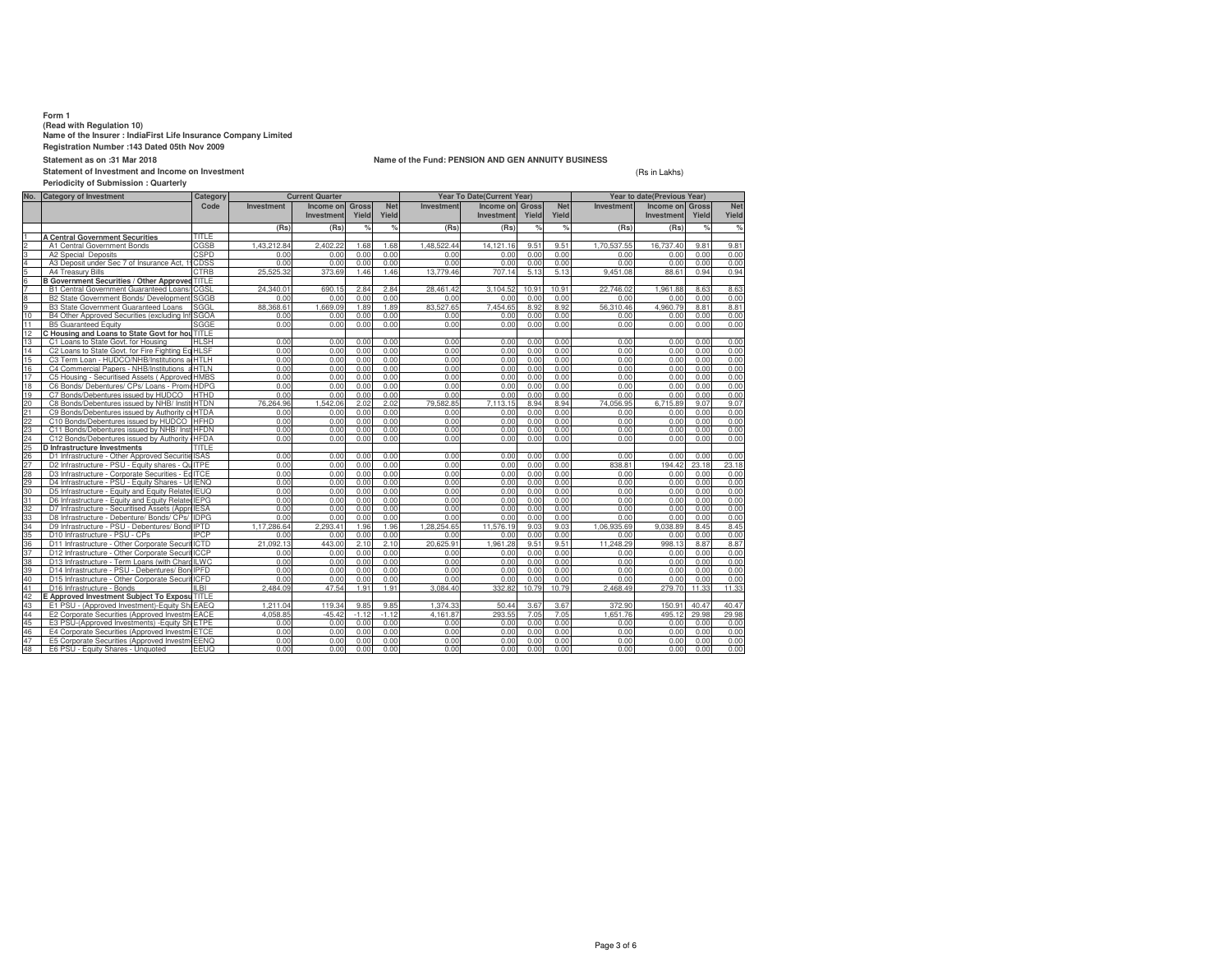**Form 1**
**(Read with Regulation 10)**
**Name of the Insurer : IndiaFirst Life Insurance Company Limited**
**Registration Number :143 Dated 05th Nov 2009**

**Statement as on :31 Mar 2018**

**Name of the Fund: PENSION AND GEN ANNUITY BUSINESS**

**Statement of Investment and Income on Investment**

(Rs in Lakhs)

**Periodicity of Submission : Quarterly**

| No. | Category of Investment | Category Code | Current Quarter | | | | Year To Date(Current Year) | | | | Year to date(Previous Year) | | | |
|---|---|---|---|---|---|---|---|---|---|---|---|---|---|---|
| | | | Investment | Income on Investment | Gross Yield | Net Yield | Investment | Income on Investment | Gross Yield | Net Yield | Investment | Income on Investment | Gross Yield | Net Yield |
| | | | (Rs) | (Rs) | % | % | (Rs) | (Rs) | % | % | (Rs) | (Rs) | % | % |
| 1 | **A Central Government Securities** | TITLE | | | | | | | | | | | | |
| 2 | A1 Central Government Bonds | CGSB | 1,43,212.84 | 2,402.22 | 1.68 | 1.68 | 1,48,522.44 | 14,121.16 | 9.51 | 9.51 | 1,70,537.55 | 16,737.40 | 9.81 | 9.81 |
| 3 | A2 Special Deposits | CSPD | 0.00 | 0.00 | 0.00 | 0.00 | 0.00 | 0.00 | 0.00 | 0.00 | 0.00 | 0.00 | 0.00 | 0.00 |
| 4 | A3 Deposit under Sec 7 of Insurance Act, 1 | CDSS | 0.00 | 0.00 | 0.00 | 0.00 | 0.00 | 0.00 | 0.00 | 0.00 | 0.00 | 0.00 | 0.00 | 0.00 |
| 5 | A4 Treasury Bills | CTRB | 25,525.32 | 373.69 | 1.46 | 1.46 | 13,779.46 | 707.14 | 5.13 | 5.13 | 9,451.08 | 88.61 | 0.94 | 0.94 |
| 6 | **B Government Securities / Other Approved** | TITLE | | | | | | | | | | | | |
| 7 | B1 Central Government Guaranteed Loans/ | CGSL | 24,340.01 | 690.15 | 2.84 | 2.84 | 28,461.42 | 3,104.52 | 10.91 | 10.91 | 22,746.02 | 1,961.88 | 8.63 | 8.63 |
| 8 | B2 State Government Bonds/ Development | SGGB | 0.00 | 0.00 | 0.00 | 0.00 | 0.00 | 0.00 | 0.00 | 0.00 | 0.00 | 0.00 | 0.00 | 0.00 |
| 9 | B3 State Government Guaranteed Loans | SGGL | 88,368.61 | 1,669.09 | 1.89 | 1.89 | 83,527.65 | 7,454.65 | 8.92 | 8.92 | 56,310.46 | 4,960.79 | 8.81 | 8.81 |
| 10 | B4 Other Approved Securities (excluding Inf | SGOA | 0.00 | 0.00 | 0.00 | 0.00 | 0.00 | 0.00 | 0.00 | 0.00 | 0.00 | 0.00 | 0.00 | 0.00 |
| 11 | B5 Guaranteed Equity | SGGE | 0.00 | 0.00 | 0.00 | 0.00 | 0.00 | 0.00 | 0.00 | 0.00 | 0.00 | 0.00 | 0.00 | 0.00 |
| 12 | **C Housing and Loans to State Govt for hou** | TITLE | | | | | | | | | | | | |
| 13 | C1 Loans to State Govt. for Housing | HLSH | 0.00 | 0.00 | 0.00 | 0.00 | 0.00 | 0.00 | 0.00 | 0.00 | 0.00 | 0.00 | 0.00 | 0.00 |
| 14 | C2 Loans to State Govt. for Fire Fighting Eq | HLSF | 0.00 | 0.00 | 0.00 | 0.00 | 0.00 | 0.00 | 0.00 | 0.00 | 0.00 | 0.00 | 0.00 | 0.00 |
| 15 | C3 Term Loan - HUDCO/NHB/Institutions a | HTLH | 0.00 | 0.00 | 0.00 | 0.00 | 0.00 | 0.00 | 0.00 | 0.00 | 0.00 | 0.00 | 0.00 | 0.00 |
| 16 | C4 Commercial Papers - NHB/Institutions a | HTLN | 0.00 | 0.00 | 0.00 | 0.00 | 0.00 | 0.00 | 0.00 | 0.00 | 0.00 | 0.00 | 0.00 | 0.00 |
| 17 | C5 Housing - Securitised Assets ( Approved | HMBS | 0.00 | 0.00 | 0.00 | 0.00 | 0.00 | 0.00 | 0.00 | 0.00 | 0.00 | 0.00 | 0.00 | 0.00 |
| 18 | C6 Bonds/ Debentures/ CPs/ Loans - Prom | HDPG | 0.00 | 0.00 | 0.00 | 0.00 | 0.00 | 0.00 | 0.00 | 0.00 | 0.00 | 0.00 | 0.00 | 0.00 |
| 19 | C7 Bonds/Debentures issued by HUDCO | HTHD | 0.00 | 0.00 | 0.00 | 0.00 | 0.00 | 0.00 | 0.00 | 0.00 | 0.00 | 0.00 | 0.00 | 0.00 |
| 20 | C8 Bonds/Debentures issued by NHB/ Instit | HTDN | 76,264.96 | 1,542.06 | 2.02 | 2.02 | 79,582.85 | 7,113.15 | 8.94 | 8.94 | 74,056.95 | 6,715.89 | 9.07 | 9.07 |
| 21 | C9 Bonds/Debentures issued by Authority c | HTDA | 0.00 | 0.00 | 0.00 | 0.00 | 0.00 | 0.00 | 0.00 | 0.00 | 0.00 | 0.00 | 0.00 | 0.00 |
| 22 | C10 Bonds/Debentures issued by HUDCO | HFHD | 0.00 | 0.00 | 0.00 | 0.00 | 0.00 | 0.00 | 0.00 | 0.00 | 0.00 | 0.00 | 0.00 | 0.00 |
| 23 | C11 Bonds/Debentures issued by NHB/ Inst | HFDN | 0.00 | 0.00 | 0.00 | 0.00 | 0.00 | 0.00 | 0.00 | 0.00 | 0.00 | 0.00 | 0.00 | 0.00 |
| 24 | C12 Bonds/Debentures issued by Authority | HFDA | 0.00 | 0.00 | 0.00 | 0.00 | 0.00 | 0.00 | 0.00 | 0.00 | 0.00 | 0.00 | 0.00 | 0.00 |
| 25 | **D Infrastructure Investments** | TITLE | | | | | | | | | | | | |
| 26 | D1 Infrastructure - Other Approved Securitie | ISAS | 0.00 | 0.00 | 0.00 | 0.00 | 0.00 | 0.00 | 0.00 | 0.00 | 0.00 | 0.00 | 0.00 | 0.00 |
| 27 | D2 Infrastructure - PSU - Equity shares - Qu | ITPE | 0.00 | 0.00 | 0.00 | 0.00 | 0.00 | 0.00 | 0.00 | 0.00 | 838.81 | 194.42 | 23.18 | 23.18 |
| 28 | D3 Infrastructure - Corporate Securities - Eq | ITCE | 0.00 | 0.00 | 0.00 | 0.00 | 0.00 | 0.00 | 0.00 | 0.00 | 0.00 | 0.00 | 0.00 | 0.00 |
| 29 | D4 Infrastructure - PSU - Equity Shares - Ur | IENQ | 0.00 | 0.00 | 0.00 | 0.00 | 0.00 | 0.00 | 0.00 | 0.00 | 0.00 | 0.00 | 0.00 | 0.00 |
| 30 | D5 Infrastructure - Equity and Equity Relate | IEUQ | 0.00 | 0.00 | 0.00 | 0.00 | 0.00 | 0.00 | 0.00 | 0.00 | 0.00 | 0.00 | 0.00 | 0.00 |
| 31 | D6 Infrastructure - Equity and Equity Relate | IEPG | 0.00 | 0.00 | 0.00 | 0.00 | 0.00 | 0.00 | 0.00 | 0.00 | 0.00 | 0.00 | 0.00 | 0.00 |
| 32 | D7 Infrastructure - Securitised Assets (Appr | IESA | 0.00 | 0.00 | 0.00 | 0.00 | 0.00 | 0.00 | 0.00 | 0.00 | 0.00 | 0.00 | 0.00 | 0.00 |
| 33 | D8 Infrastructure - Debenture/ Bonds/ CPs/ | IDPG | 0.00 | 0.00 | 0.00 | 0.00 | 0.00 | 0.00 | 0.00 | 0.00 | 0.00 | 0.00 | 0.00 | 0.00 |
| 34 | D9 Infrastructure - PSU - Debentures/ Bond | IPTD | 1,17,286.64 | 2,293.41 | 1.96 | 1.96 | 1,28,254.65 | 11,576.19 | 9.03 | 9.03 | 1,06,935.69 | 9,038.89 | 8.45 | 8.45 |
| 35 | D10 Infrastructure - PSU - CPs | IPCP | 0.00 | 0.00 | 0.00 | 0.00 | 0.00 | 0.00 | 0.00 | 0.00 | 0.00 | 0.00 | 0.00 | 0.00 |
| 36 | D11 Infrastructure - Other Corporate Securi | ICTD | 21,092.13 | 443.00 | 2.10 | 2.10 | 20,625.91 | 1,961.28 | 9.51 | 9.51 | 11,248.29 | 998.13 | 8.87 | 8.87 |
| 37 | D12 Infrastructure - Other Corporate Securi | ICCP | 0.00 | 0.00 | 0.00 | 0.00 | 0.00 | 0.00 | 0.00 | 0.00 | 0.00 | 0.00 | 0.00 | 0.00 |
| 38 | D13 Infrastructure - Term Loans (with Charg | ILWC | 0.00 | 0.00 | 0.00 | 0.00 | 0.00 | 0.00 | 0.00 | 0.00 | 0.00 | 0.00 | 0.00 | 0.00 |
| 39 | D14 Infrastructure - PSU - Debentures/ Bon | IPFD | 0.00 | 0.00 | 0.00 | 0.00 | 0.00 | 0.00 | 0.00 | 0.00 | 0.00 | 0.00 | 0.00 | 0.00 |
| 40 | D15 Infrastructure - Other Corporate Securi | ICFD | 0.00 | 0.00 | 0.00 | 0.00 | 0.00 | 0.00 | 0.00 | 0.00 | 0.00 | 0.00 | 0.00 | 0.00 |
| 41 | D16 Infrastructure - Bonds | ILBI | 2,484.09 | 47.54 | 1.91 | 1.91 | 3,084.40 | 332.82 | 10.79 | 10.79 | 2,468.49 | 279.70 | 11.33 | 11.33 |
| 42 | **E Approved Investment Subject To Exposu** | TITLE | | | | | | | | | | | | |
| 43 | E1 PSU - (Approved Investment)-Equity Sh | EAEQ | 1,211.04 | 119.34 | 9.85 | 9.85 | 1,374.33 | 50.44 | 3.67 | 3.67 | 372.90 | 150.91 | 40.47 | 40.47 |
| 44 | E2 Corporate Securities (Approved Investm | EACE | 4,058.85 | -45.42 | -1.12 | -1.12 | 4,161.87 | 293.55 | 7.05 | 7.05 | 1,651.76 | 495.12 | 29.98 | 29.98 |
| 45 | E3 PSU-(Approved Investments) -Equity Sh | ETPE | 0.00 | 0.00 | 0.00 | 0.00 | 0.00 | 0.00 | 0.00 | 0.00 | 0.00 | 0.00 | 0.00 | 0.00 |
| 46 | E4 Corporate Securities (Approved Investm | ETCE | 0.00 | 0.00 | 0.00 | 0.00 | 0.00 | 0.00 | 0.00 | 0.00 | 0.00 | 0.00 | 0.00 | 0.00 |
| 47 | E5 Corporate Securities (Approved Investm | EENQ | 0.00 | 0.00 | 0.00 | 0.00 | 0.00 | 0.00 | 0.00 | 0.00 | 0.00 | 0.00 | 0.00 | 0.00 |
| 48 | E6 PSU - Equity Shares - Unquoted | EEUQ | 0.00 | 0.00 | 0.00 | 0.00 | 0.00 | 0.00 | 0.00 | 0.00 | 0.00 | 0.00 | 0.00 | 0.00 |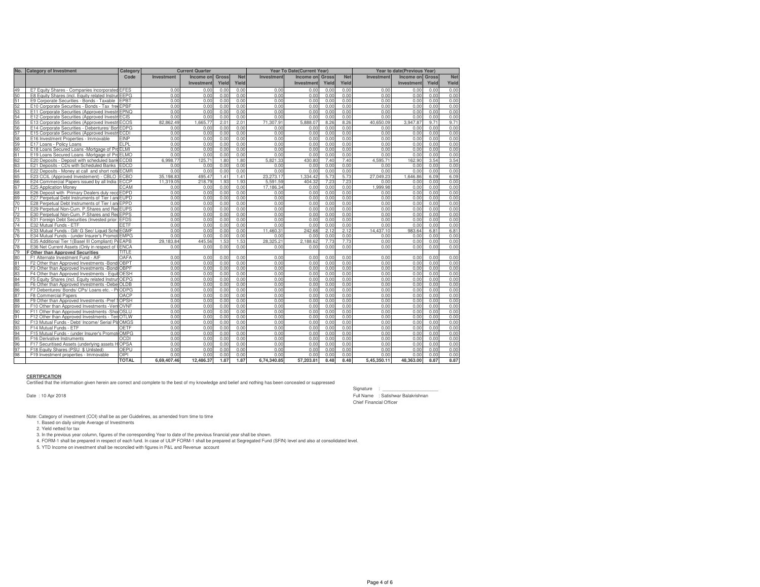| No. | Category of Investment | Category Code | Current Quarter | | | | Year To Date(Current Year) | | | | Year to date(Previous Year) | | | |
|---|---|---|---|---|---|---|---|---|---|---|---|---|---|---|
| | | | Investment | Income on Investment | Gross Yield | Net Yield | Investment | Income on Investment | Gross Yield | Net Yield | Investment | Income on Investment | Gross Yield | Net Yield |
| 49 | E7 Equity Shares - Companies incorporated | EFES | 0.00 | 0.00 | 0.00 | 0.00 | 0.00 | 0.00 | 0.00 | 0.00 | 0.00 | 0.00 | 0.00 | 0.00 |
| 50 | E8 Equity Shares (incl. Equity related Instrum | EEPG | 0.00 | 0.00 | 0.00 | 0.00 | 0.00 | 0.00 | 0.00 | 0.00 | 0.00 | 0.00 | 0.00 | 0.00 |
| 51 | E9 Corporate Securities - Bonds - Taxable | EPBT | 0.00 | 0.00 | 0.00 | 0.00 | 0.00 | 0.00 | 0.00 | 0.00 | 0.00 | 0.00 | 0.00 | 0.00 |
| 52 | E10 Corporate Securities - Bonds - Tax free | EPBF | 0.00 | 0.00 | 0.00 | 0.00 | 0.00 | 0.00 | 0.00 | 0.00 | 0.00 | 0.00 | 0.00 | 0.00 |
| 53 | E11 Corporate Securities (Approved Investm | EPNQ | 0.00 | 0.00 | 0.00 | 0.00 | 0.00 | 0.00 | 0.00 | 0.00 | 0.00 | 0.00 | 0.00 | 0.00 |
| 54 | E12 Corporate Securities (Approved Investm | ECIS | 0.00 | 0.00 | 0.00 | 0.00 | 0.00 | 0.00 | 0.00 | 0.00 | 0.00 | 0.00 | 0.00 | 0.00 |
| 55 | E13 Corporate Securities (Approved Investm | ECOS | 82,862.49 | 1,665.77 | 2.01 | 2.01 | 71,307.91 | 5,888.07 | 8.26 | 8.26 | 40,650.09 | 3,947.87 | 9.71 | 9.71 |
| 56 | E14 Corporate Securities - Debentures/ Bon | EDPG | 0.00 | 0.00 | 0.00 | 0.00 | 0.00 | 0.00 | 0.00 | 0.00 | 0.00 | 0.00 | 0.00 | 0.00 |
| 57 | E15 Corporate Securities (Approved Investm | ECDI | 0.00 | 0.00 | 0.00 | 0.00 | 0.00 | 0.00 | 0.00 | 0.00 | 0.00 | 0.00 | 0.00 | 0.00 |
| 58 | E16 Investment Properties - Immovable | EINP | 0.00 | 0.00 | 0.00 | 0.00 | 0.00 | 0.00 | 0.00 | 0.00 | 0.00 | 0.00 | 0.00 | 0.00 |
| 59 | E17 Loans - Policy Loans | ELPL | 0.00 | 0.00 | 0.00 | 0.00 | 0.00 | 0.00 | 0.00 | 0.00 | 0.00 | 0.00 | 0.00 | 0.00 |
| 60 | E18 Loans Secured Loans -Mortgage of Pro | ELMI | 0.00 | 0.00 | 0.00 | 0.00 | 0.00 | 0.00 | 0.00 | 0.00 | 0.00 | 0.00 | 0.00 | 0.00 |
| 61 | E19 Loans Secured Loans -Mortgage of Pro | ELMO | 0.00 | 0.00 | 0.00 | 0.00 | 0.00 | 0.00 | 0.00 | 0.00 | 0.00 | 0.00 | 0.00 | 0.00 |
| 62 | E20 Deposits - Deposit with scheduled bank | ECDB | 6,998.77 | 125.71 | 1.80 | 1.80 | 5,821.33 | 430.80 | 7.40 | 7.40 | 4,595.71 | 162.90 | 3.54 | 3.54 |
| 63 | E21 Deposits - CDs with Scheduled Banks | EDCD | 0.00 | 0.00 | 0.00 | 0.00 | 0.00 | 0.00 | 0.00 | 0.00 | 0.00 | 0.00 | 0.00 | 0.00 |
| 64 | E22 Deposits - Money at call and short noti | ECMR | 0.00 | 0.00 | 0.00 | 0.00 | 0.00 | 0.00 | 0.00 | 0.00 | 0.00 | 0.00 | 0.00 | 0.00 |
| 65 | E23 CCIL (Approved Investement) - CBLO | ECBO | 35,198.83 | 495.47 | 1.41 | 1.41 | 23,273.17 | 1,334.42 | 5.73 | 5.73 | 27,049.23 | 1,646.86 | 6.09 | 6.09 |
| 66 | E24 Commercial Papers issued by all India | ECCP | 11,319.05 | 218.79 | 1.93 | 1.93 | 5,591.59 | 404.32 | 7.23 | 7.23 | 0.00 | 0.00 | 0.00 | 0.00 |
| 67 | E25 Application Money | ECAM | 0.00 | 0.00 | 0.00 | 0.00 | 17,186.34 | 0.00 | 0.00 | 0.00 | 1,999.98 | 0.00 | 0.00 | 0.00 |
| 68 | E26 Deposit with Primary Dealers duly reco | EDPD | 0.00 | 0.00 | 0.00 | 0.00 | 0.00 | 0.00 | 0.00 | 0.00 | 0.00 | 0.00 | 0.00 | 0.00 |
| 69 | E27 Perpetual Debt Instruments of Tier I and | EUPD | 0.00 | 0.00 | 0.00 | 0.00 | 0.00 | 0.00 | 0.00 | 0.00 | 0.00 | 0.00 | 0.00 | 0.00 |
| 70 | E28 Perpetual Debt Instruments of Tier I and | EPPD | 0.00 | 0.00 | 0.00 | 0.00 | 0.00 | 0.00 | 0.00 | 0.00 | 0.00 | 0.00 | 0.00 | 0.00 |
| 71 | E29 Perpetual Non-Cum. P.Shares and Red | EUPS | 0.00 | 0.00 | 0.00 | 0.00 | 0.00 | 0.00 | 0.00 | 0.00 | 0.00 | 0.00 | 0.00 | 0.00 |
| 72 | E30 Perpetual Non-Cum. P.Shares and Red | EPPS | 0.00 | 0.00 | 0.00 | 0.00 | 0.00 | 0.00 | 0.00 | 0.00 | 0.00 | 0.00 | 0.00 | 0.00 |
| 73 | E31 Foreign Debt Securities (Invested prior | EFDS | 0.00 | 0.00 | 0.00 | 0.00 | 0.00 | 0.00 | 0.00 | 0.00 | 0.00 | 0.00 | 0.00 | 0.00 |
| 74 | E32 Mutual Funds - ETF | EETF | 0.00 | 0.00 | 0.00 | 0.00 | 0.00 | 0.00 | 0.00 | 0.00 | 0.00 | 0.00 | 0.00 | 0.00 |
| 75 | E33 Mutual Funds - Gilt/ G Sec/ Liquid Sche | EGMF | 0.00 | 0.00 | 0.00 | 0.00 | 11,460.31 | 242.68 | 2.12 | 2.12 | 14,437.10 | 983.64 | 6.81 | 6.81 |
| 76 | E34 Mutual Funds - (under Insurer's Promot | EMPG | 0.00 | 0.00 | 0.00 | 0.00 | 0.00 | 0.00 | 0.00 | 0.00 | 0.00 | 0.00 | 0.00 | 0.00 |
| 77 | E35 Additional Tier 1(Basel III Compliant) Pe | EAPB | 29,183.84 | 445.56 | 1.53 | 1.53 | 28,325.21 | 2,188.62 | 7.73 | 7.73 | 0.00 | 0.00 | 0.00 | 0.00 |
| 78 | E36 Net Current Assets (Only in respect of U | ENCA | 0.00 | 0.00 | 0.00 | 0.00 | 0.00 | 0.00 | 0.00 | 0.00 | 0.00 | 0.00 | 0.00 | 0.00 |
| 79 | **F Other than Approved Securities** | TITLE | | | | | | | | | | | | |
| 80 | F1 Alternate Investment Fund - AIF | OAFA | 0.00 | 0.00 | 0.00 | 0.00 | 0.00 | 0.00 | 0.00 | 0.00 | 0.00 | 0.00 | 0.00 | 0.00 |
| 81 | F2 Other than Approved Investments -Bonds | OBPT | 0.00 | 0.00 | 0.00 | 0.00 | 0.00 | 0.00 | 0.00 | 0.00 | 0.00 | 0.00 | 0.00 | 0.00 |
| 82 | F3 Other than Approved Investments -Bonds | OBPF | 0.00 | 0.00 | 0.00 | 0.00 | 0.00 | 0.00 | 0.00 | 0.00 | 0.00 | 0.00 | 0.00 | 0.00 |
| 83 | F4 Other than Approved Investments - Equit | OESH | 0.00 | 0.00 | 0.00 | 0.00 | 0.00 | 0.00 | 0.00 | 0.00 | 0.00 | 0.00 | 0.00 | 0.00 |
| 84 | F5 Equity Shares (incl. Equity related Instrum | OEPG | 0.00 | 0.00 | 0.00 | 0.00 | 0.00 | 0.00 | 0.00 | 0.00 | 0.00 | 0.00 | 0.00 | 0.00 |
| 85 | F6 Other than Approved Investments -Debe | OLDB | 0.00 | 0.00 | 0.00 | 0.00 | 0.00 | 0.00 | 0.00 | 0.00 | 0.00 | 0.00 | 0.00 | 0.00 |
| 86 | F7 Debentures/ Bonds/ CPs/ Loans etc. - Pr | ODPG | 0.00 | 0.00 | 0.00 | 0.00 | 0.00 | 0.00 | 0.00 | 0.00 | 0.00 | 0.00 | 0.00 | 0.00 |
| 87 | F8 Commercial Papers | OACP | 0.00 | 0.00 | 0.00 | 0.00 | 0.00 | 0.00 | 0.00 | 0.00 | 0.00 | 0.00 | 0.00 | 0.00 |
| 88 | F9 Other than Approved Investments -Pref S | OPSH | 0.00 | 0.00 | 0.00 | 0.00 | 0.00 | 0.00 | 0.00 | 0.00 | 0.00 | 0.00 | 0.00 | 0.00 |
| 89 | F10 Other than Approved Investments -Ven | OVNF | 0.00 | 0.00 | 0.00 | 0.00 | 0.00 | 0.00 | 0.00 | 0.00 | 0.00 | 0.00 | 0.00 | 0.00 |
| 90 | F11 Other than Approved Investments -Sho | OSLU | 0.00 | 0.00 | 0.00 | 0.00 | 0.00 | 0.00 | 0.00 | 0.00 | 0.00 | 0.00 | 0.00 | 0.00 |
| 91 | F12 Other than Approved Investments - Ter | OTLW | 0.00 | 0.00 | 0.00 | 0.00 | 0.00 | 0.00 | 0.00 | 0.00 | 0.00 | 0.00 | 0.00 | 0.00 |
| 92 | F13 Mutual Funds - Debt/ Income/ Serial Pla | OMGS | 0.00 | 0.00 | 0.00 | 0.00 | 0.00 | 0.00 | 0.00 | 0.00 | 0.00 | 0.00 | 0.00 | 0.00 |
| 93 | F14 Mutual Funds - ETF | OETF | 0.00 | 0.00 | 0.00 | 0.00 | 0.00 | 0.00 | 0.00 | 0.00 | 0.00 | 0.00 | 0.00 | 0.00 |
| 94 | F15 Mutual Funds - (under Insurer's Promot | OMPG | 0.00 | 0.00 | 0.00 | 0.00 | 0.00 | 0.00 | 0.00 | 0.00 | 0.00 | 0.00 | 0.00 | 0.00 |
| 95 | F16 Derivative Instruments | OCDI | 0.00 | 0.00 | 0.00 | 0.00 | 0.00 | 0.00 | 0.00 | 0.00 | 0.00 | 0.00 | 0.00 | 0.00 |
| 96 | F17 Securitised Assets (underlying assets H | OPSA | 0.00 | 0.00 | 0.00 | 0.00 | 0.00 | 0.00 | 0.00 | 0.00 | 0.00 | 0.00 | 0.00 | 0.00 |
| 97 | F18 Equity Shares (PSU $ Unlisted) | OEPU | 0.00 | 0.00 | 0.00 | 0.00 | 0.00 | 0.00 | 0.00 | 0.00 | 0.00 | 0.00 | 0.00 | 0.00 |
| 98 | F19 Investment properties - Immovable | OIPI | 0.00 | 0.00 | 0.00 | 0.00 | 0.00 | 0.00 | 0.00 | 0.00 | 0.00 | 0.00 | 0.00 | 0.00 |
| | | **TOTAL** | **6,69,407.46** | **12,486.37** | **1.87** | **1.87** | **6,74,340.85** | **57,203.81** | **8.48** | **8.48** | **5,45,350.11** | **48,363.00** | **8.87** | **8.87** |

**CERTIFICATION**

Certified that the information given herein are correct and complete to the best of my knowledge and belief and nothing has been concealed or suppressed

Signature : \_\_\_\_\_\_\_\_\_\_\_\_\_\_\_\_\_\_\_\_

Date : 10 Apr 2018

Full Name : Satishwar Balakrishnan

Chief Financial Officer

Note: Category of investment (COI) shall be as per Guidelines, as amended from time to time

1. Based on daily simple Average of Investments
2. Yield netted for tax
3. In the previous year column, figures of the corresponding Year to date of the previous financial year shall be shown.
4. FORM-1 shall be prepared in respect of each fund. In case of ULIP FORM-1 shall be prepared at Segregated Fund (SFIN) level and also at consolidated level.
5. YTD Income on investment shall be reconciled with figures in P&L and Revenue account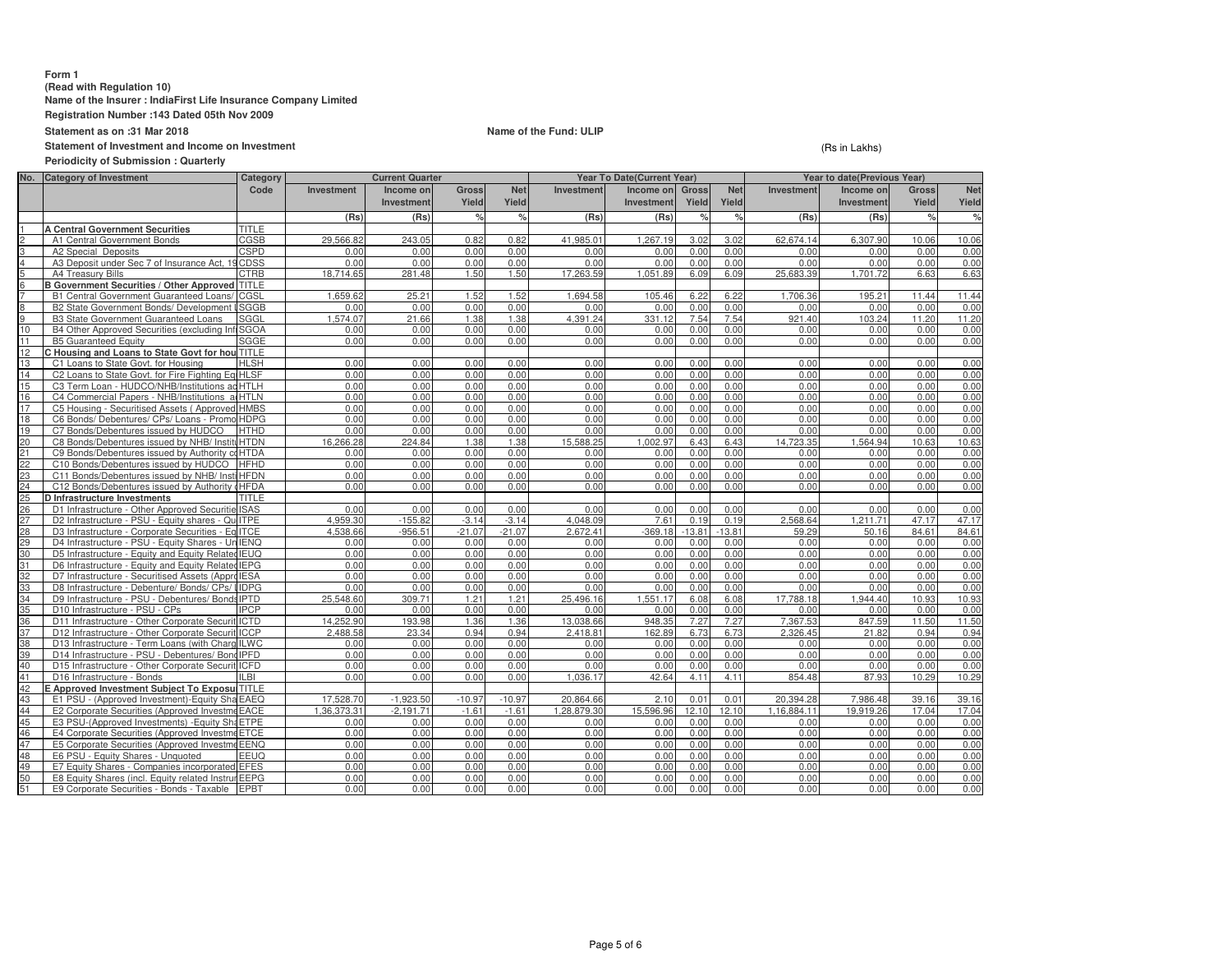**Form 1**
**(Read with Regulation 10)**
**Name of the Insurer : IndiaFirst Life Insurance Company Limited**
**Registration Number :143 Dated 05th Nov 2009**
**Statement as on :31 Mar 2018**
**Name of the Fund: ULIP**
**Statement of Investment and Income on Investment**
**Periodicity of Submission : Quarterly**

(Rs in Lakhs)

| No. | Category of Investment | Category Code | Current Quarter | | | | Year To Date(Current Year) | | | | Year to date(Previous Year) | | | |
|---|---|---|---|---|---|---|---|---|---|---|---|---|---|---|
| | | | Investment | Income on Investment | Gross Yield | Net Yield | Investment | Income on Investment | Gross Yield | Net Yield | Investment | Income on Investment | Gross Yield | Net Yield |
| | | | (Rs) | (Rs) | % | % | (Rs) | (Rs) | % | % | (Rs) | (Rs) | % | % |
| 1 | **A Central Government Securities** | TITLE | | | | | | | | | | | | |
| 2 | A1 Central Government Bonds | CGSB | 29,566.82 | 243.05 | 0.82 | 0.82 | 41,985.01 | 1,267.19 | 3.02 | 3.02 | 62,674.14 | 6,307.90 | 10.06 | 10.06 |
| 3 | A2 Special Deposits | CSPD | 0.00 | 0.00 | 0.00 | 0.00 | 0.00 | 0.00 | 0.00 | 0.00 | 0.00 | 0.00 | 0.00 | 0.00 |
| 4 | A3 Deposit under Sec 7 of Insurance Act, 19 | CDSS | 0.00 | 0.00 | 0.00 | 0.00 | 0.00 | 0.00 | 0.00 | 0.00 | 0.00 | 0.00 | 0.00 | 0.00 |
| 5 | A4 Treasury Bills | CTRB | 18,714.65 | 281.48 | 1.50 | 1.50 | 17,263.59 | 1,051.89 | 6.09 | 6.09 | 25,683.39 | 1,701.72 | 6.63 | 6.63 |
| 6 | **B Government Securities / Other Approved** | TITLE | | | | | | | | | | | | |
| 7 | B1 Central Government Guaranteed Loans/ | CGSL | 1,659.62 | 25.21 | 1.52 | 1.52 | 1,694.58 | 105.46 | 6.22 | 6.22 | 1,706.36 | 195.21 | 11.44 | 11.44 |
| 8 | B2 State Government Bonds/ Development | SGGB | 0.00 | 0.00 | 0.00 | 0.00 | 0.00 | 0.00 | 0.00 | 0.00 | 0.00 | 0.00 | 0.00 | 0.00 |
| 9 | B3 State Government Guaranteed Loans | SGGL | 1,574.07 | 21.66 | 1.38 | 1.38 | 4,391.24 | 331.12 | 7.54 | 7.54 | 921.40 | 103.24 | 11.20 | 11.20 |
| 10 | B4 Other Approved Securities (excluding Inf | SGOA | 0.00 | 0.00 | 0.00 | 0.00 | 0.00 | 0.00 | 0.00 | 0.00 | 0.00 | 0.00 | 0.00 | 0.00 |
| 11 | B5 Guaranteed Equity | SGGE | 0.00 | 0.00 | 0.00 | 0.00 | 0.00 | 0.00 | 0.00 | 0.00 | 0.00 | 0.00 | 0.00 | 0.00 |
| 12 | **C Housing and Loans to State Govt for hou** | TITLE | | | | | | | | | | | | |
| 13 | C1 Loans to State Govt. for Housing | HLSH | 0.00 | 0.00 | 0.00 | 0.00 | 0.00 | 0.00 | 0.00 | 0.00 | 0.00 | 0.00 | 0.00 | 0.00 |
| 14 | C2 Loans to State Govt. for Fire Fighting Eq | HLSF | 0.00 | 0.00 | 0.00 | 0.00 | 0.00 | 0.00 | 0.00 | 0.00 | 0.00 | 0.00 | 0.00 | 0.00 |
| 15 | C3 Term Loan - HUDCO/NHB/Institutions ac | HTLH | 0.00 | 0.00 | 0.00 | 0.00 | 0.00 | 0.00 | 0.00 | 0.00 | 0.00 | 0.00 | 0.00 | 0.00 |
| 16 | C4 Commercial Papers - NHB/Institutions a | HTLN | 0.00 | 0.00 | 0.00 | 0.00 | 0.00 | 0.00 | 0.00 | 0.00 | 0.00 | 0.00 | 0.00 | 0.00 |
| 17 | C5 Housing - Securitised Assets ( Approved | HMBS | 0.00 | 0.00 | 0.00 | 0.00 | 0.00 | 0.00 | 0.00 | 0.00 | 0.00 | 0.00 | 0.00 | 0.00 |
| 18 | C6 Bonds/ Debentures/ CPs/ Loans - Promo | HDPG | 0.00 | 0.00 | 0.00 | 0.00 | 0.00 | 0.00 | 0.00 | 0.00 | 0.00 | 0.00 | 0.00 | 0.00 |
| 19 | C7 Bonds/Debentures issued by HUDCO | HTHD | 0.00 | 0.00 | 0.00 | 0.00 | 0.00 | 0.00 | 0.00 | 0.00 | 0.00 | 0.00 | 0.00 | 0.00 |
| 20 | C8 Bonds/Debentures issued by NHB/ Institu | HTDN | 16,266.28 | 224.84 | 1.38 | 1.38 | 15,588.25 | 1,002.97 | 6.43 | 6.43 | 14,723.35 | 1,564.94 | 10.63 | 10.63 |
| 21 | C9 Bonds/Debentures issued by Authority co | HTDA | 0.00 | 0.00 | 0.00 | 0.00 | 0.00 | 0.00 | 0.00 | 0.00 | 0.00 | 0.00 | 0.00 | 0.00 |
| 22 | C10 Bonds/Debentures issued by HUDCO | HFHD | 0.00 | 0.00 | 0.00 | 0.00 | 0.00 | 0.00 | 0.00 | 0.00 | 0.00 | 0.00 | 0.00 | 0.00 |
| 23 | C11 Bonds/Debentures issued by NHB/ Insti | HFDN | 0.00 | 0.00 | 0.00 | 0.00 | 0.00 | 0.00 | 0.00 | 0.00 | 0.00 | 0.00 | 0.00 | 0.00 |
| 24 | C12 Bonds/Debentures issued by Authority | HFDA | 0.00 | 0.00 | 0.00 | 0.00 | 0.00 | 0.00 | 0.00 | 0.00 | 0.00 | 0.00 | 0.00 | 0.00 |
| 25 | **D Infrastructure Investments** | TITLE | | | | | | | | | | | | |
| 26 | D1 Infrastructure - Other Approved Securitie | ISAS | 0.00 | 0.00 | 0.00 | 0.00 | 0.00 | 0.00 | 0.00 | 0.00 | 0.00 | 0.00 | 0.00 | 0.00 |
| 27 | D2 Infrastructure - PSU - Equity shares - Qu | ITPE | 4,959.30 | -155.82 | -3.14 | -3.14 | 4,048.09 | 7.61 | 0.19 | 0.19 | 2,568.64 | 1,211.71 | 47.17 | 47.17 |
| 28 | D3 Infrastructure - Corporate Securities - Eq | ITCE | 4,538.66 | -956.51 | -21.07 | -21.07 | 2,672.41 | -369.18 | -13.81 | -13.81 | 59.29 | 50.16 | 84.61 | 84.61 |
| 29 | D4 Infrastructure - PSU - Equity Shares - Un | IENQ | 0.00 | 0.00 | 0.00 | 0.00 | 0.00 | 0.00 | 0.00 | 0.00 | 0.00 | 0.00 | 0.00 | 0.00 |
| 30 | D5 Infrastructure - Equity and Equity Related | IEUQ | 0.00 | 0.00 | 0.00 | 0.00 | 0.00 | 0.00 | 0.00 | 0.00 | 0.00 | 0.00 | 0.00 | 0.00 |
| 31 | D6 Infrastructure - Equity and Equity Related | IEPG | 0.00 | 0.00 | 0.00 | 0.00 | 0.00 | 0.00 | 0.00 | 0.00 | 0.00 | 0.00 | 0.00 | 0.00 |
| 32 | D7 Infrastructure - Securitised Assets (Appro | IESA | 0.00 | 0.00 | 0.00 | 0.00 | 0.00 | 0.00 | 0.00 | 0.00 | 0.00 | 0.00 | 0.00 | 0.00 |
| 33 | D8 Infrastructure - Debenture/ Bonds/ CPs/ L | IDPG | 0.00 | 0.00 | 0.00 | 0.00 | 0.00 | 0.00 | 0.00 | 0.00 | 0.00 | 0.00 | 0.00 | 0.00 |
| 34 | D9 Infrastructure - PSU - Debentures/ Bonds | IPTD | 25,548.60 | 309.71 | 1.21 | 1.21 | 25,496.16 | 1,551.17 | 6.08 | 6.08 | 17,788.18 | 1,944.40 | 10.93 | 10.93 |
| 35 | D10 Infrastructure - PSU - CPs | IPCP | 0.00 | 0.00 | 0.00 | 0.00 | 0.00 | 0.00 | 0.00 | 0.00 | 0.00 | 0.00 | 0.00 | 0.00 |
| 36 | D11 Infrastructure - Other Corporate Securit | ICTD | 14,252.90 | 193.98 | 1.36 | 1.36 | 13,038.66 | 948.35 | 7.27 | 7.27 | 7,367.53 | 847.59 | 11.50 | 11.50 |
| 37 | D12 Infrastructure - Other Corporate Securit | ICCP | 2,488.58 | 23.34 | 0.94 | 0.94 | 2,418.81 | 162.89 | 6.73 | 6.73 | 2,326.45 | 21.82 | 0.94 | 0.94 |
| 38 | D13 Infrastructure - Term Loans (with Charg | ILWC | 0.00 | 0.00 | 0.00 | 0.00 | 0.00 | 0.00 | 0.00 | 0.00 | 0.00 | 0.00 | 0.00 | 0.00 |
| 39 | D14 Infrastructure - PSU - Debentures/ Bond | IPFD | 0.00 | 0.00 | 0.00 | 0.00 | 0.00 | 0.00 | 0.00 | 0.00 | 0.00 | 0.00 | 0.00 | 0.00 |
| 40 | D15 Infrastructure - Other Corporate Securit | ICFD | 0.00 | 0.00 | 0.00 | 0.00 | 0.00 | 0.00 | 0.00 | 0.00 | 0.00 | 0.00 | 0.00 | 0.00 |
| 41 | D16 Infrastructure - Bonds | ILBI | 0.00 | 0.00 | 0.00 | 0.00 | 1,036.17 | 42.64 | 4.11 | 4.11 | 854.48 | 87.93 | 10.29 | 10.29 |
| 42 | **E Approved Investment Subject To Exposu** | TITLE | | | | | | | | | | | | |
| 43 | E1 PSU - (Approved Investment)-Equity Sha | EAEQ | 17,528.70 | -1,923.50 | -10.97 | -10.97 | 20,864.66 | 2.10 | 0.01 | 0.01 | 20,394.28 | 7,986.48 | 39.16 | 39.16 |
| 44 | E2 Corporate Securities (Approved Investme | EACE | 1,36,373.31 | -2,191.71 | -1.61 | -1.61 | 1,28,879.30 | 15,596.96 | 12.10 | 12.10 | 1,16,884.11 | 19,919.26 | 17.04 | 17.04 |
| 45 | E3 PSU-(Approved Investments) -Equity Sha | ETPE | 0.00 | 0.00 | 0.00 | 0.00 | 0.00 | 0.00 | 0.00 | 0.00 | 0.00 | 0.00 | 0.00 | 0.00 |
| 46 | E4 Corporate Securities (Approved Investme | ETCE | 0.00 | 0.00 | 0.00 | 0.00 | 0.00 | 0.00 | 0.00 | 0.00 | 0.00 | 0.00 | 0.00 | 0.00 |
| 47 | E5 Corporate Securities (Approved Investme | EENQ | 0.00 | 0.00 | 0.00 | 0.00 | 0.00 | 0.00 | 0.00 | 0.00 | 0.00 | 0.00 | 0.00 | 0.00 |
| 48 | E6 PSU - Equity Shares - Unquoted | EEUQ | 0.00 | 0.00 | 0.00 | 0.00 | 0.00 | 0.00 | 0.00 | 0.00 | 0.00 | 0.00 | 0.00 | 0.00 |
| 49 | E7 Equity Shares - Companies incorporated | EFES | 0.00 | 0.00 | 0.00 | 0.00 | 0.00 | 0.00 | 0.00 | 0.00 | 0.00 | 0.00 | 0.00 | 0.00 |
| 50 | E8 Equity Shares (incl. Equity related Instrur | EEPG | 0.00 | 0.00 | 0.00 | 0.00 | 0.00 | 0.00 | 0.00 | 0.00 | 0.00 | 0.00 | 0.00 | 0.00 |
| 51 | E9 Corporate Securities - Bonds - Taxable | EPBT | 0.00 | 0.00 | 0.00 | 0.00 | 0.00 | 0.00 | 0.00 | 0.00 | 0.00 | 0.00 | 0.00 | 0.00 |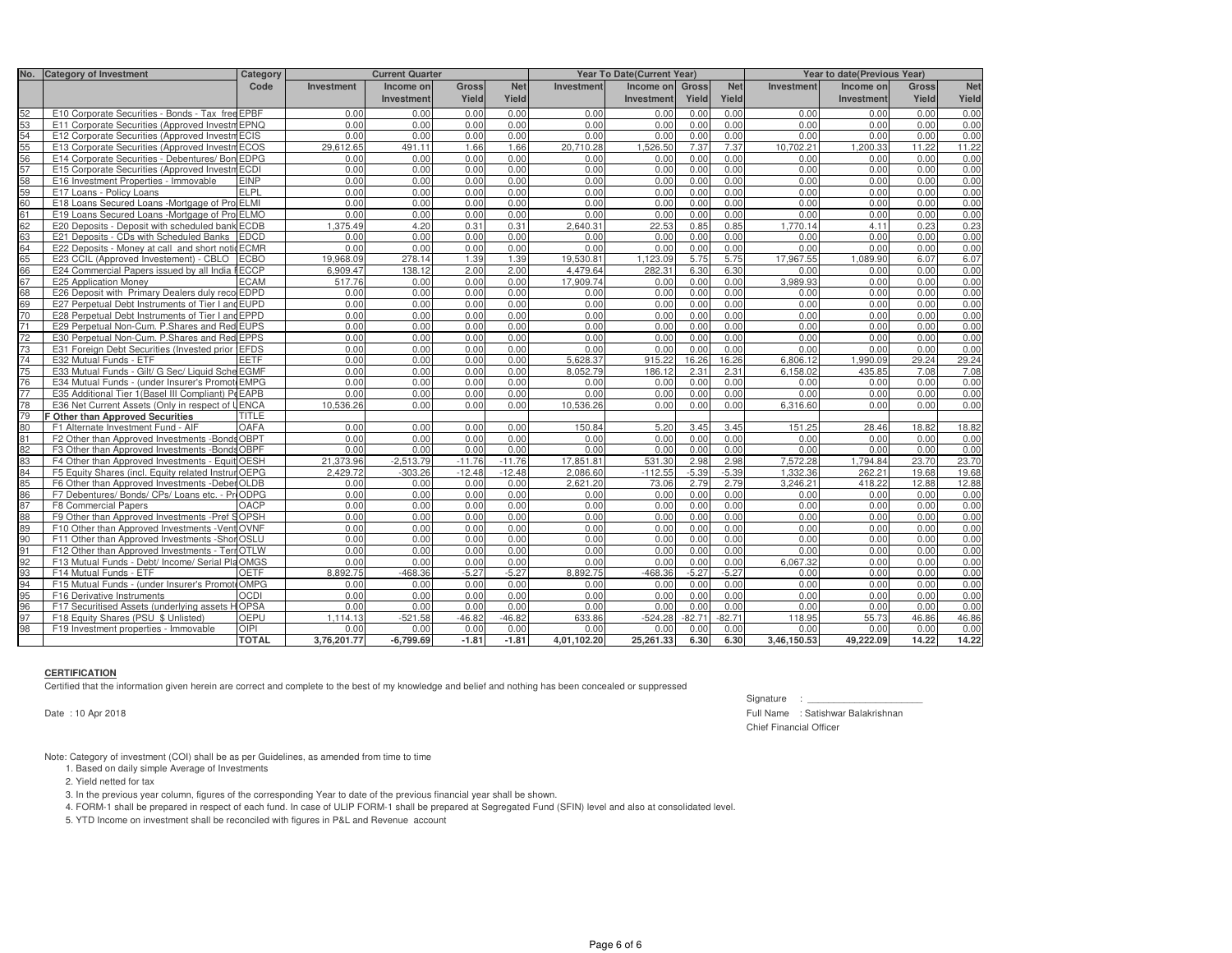| No. | Category of Investment | Category Code | Current Quarter | | | | Year To Date(Current Year) | | | | Year to date(Previous Year) | | | |
|---|---|---|---|---|---|---|---|---|---|---|---|---|---|---|
| | | | Investment | Income on Investment | Gross Yield | Net Yield | Investment | Income on Investment | Gross Yield | Net Yield | Investment | Income on Investment | Gross Yield | Net Yield |
| 52 | E10 Corporate Securities - Bonds - Tax free | EPBF | 0.00 | 0.00 | 0.00 | 0.00 | 0.00 | 0.00 | 0.00 | 0.00 | 0.00 | 0.00 | 0.00 | 0.00 |
| 53 | E11 Corporate Securities (Approved Investm | EPNQ | 0.00 | 0.00 | 0.00 | 0.00 | 0.00 | 0.00 | 0.00 | 0.00 | 0.00 | 0.00 | 0.00 | 0.00 |
| 54 | E12 Corporate Securities (Approved Investm | ECIS | 0.00 | 0.00 | 0.00 | 0.00 | 0.00 | 0.00 | 0.00 | 0.00 | 0.00 | 0.00 | 0.00 | 0.00 |
| 55 | E13 Corporate Securities (Approved Investm | ECOS | 29,612.65 | 491.11 | 1.66 | 1.66 | 20,710.28 | 1,526.50 | 7.37 | 7.37 | 10,702.21 | 1,200.33 | 11.22 | 11.22 |
| 56 | E14 Corporate Securities - Debentures/ Bon | EDPG | 0.00 | 0.00 | 0.00 | 0.00 | 0.00 | 0.00 | 0.00 | 0.00 | 0.00 | 0.00 | 0.00 | 0.00 |
| 57 | E15 Corporate Securities (Approved Investm | ECDI | 0.00 | 0.00 | 0.00 | 0.00 | 0.00 | 0.00 | 0.00 | 0.00 | 0.00 | 0.00 | 0.00 | 0.00 |
| 58 | E16 Investment Properties - Immovable | EINP | 0.00 | 0.00 | 0.00 | 0.00 | 0.00 | 0.00 | 0.00 | 0.00 | 0.00 | 0.00 | 0.00 | 0.00 |
| 59 | E17 Loans - Policy Loans | ELPL | 0.00 | 0.00 | 0.00 | 0.00 | 0.00 | 0.00 | 0.00 | 0.00 | 0.00 | 0.00 | 0.00 | 0.00 |
| 60 | E18 Loans Secured Loans -Mortgage of Pro | ELMI | 0.00 | 0.00 | 0.00 | 0.00 | 0.00 | 0.00 | 0.00 | 0.00 | 0.00 | 0.00 | 0.00 | 0.00 |
| 61 | E19 Loans Secured Loans -Mortgage of Pro | ELMO | 0.00 | 0.00 | 0.00 | 0.00 | 0.00 | 0.00 | 0.00 | 0.00 | 0.00 | 0.00 | 0.00 | 0.00 |
| 62 | E20 Deposits - Deposit with scheduled bank | ECDB | 1,375.49 | 4.20 | 0.31 | 0.31 | 2,640.31 | 22.53 | 0.85 | 0.85 | 1,770.14 | 4.11 | 0.23 | 0.23 |
| 63 | E21 Deposits - CDs with Scheduled Banks | EDCD | 0.00 | 0.00 | 0.00 | 0.00 | 0.00 | 0.00 | 0.00 | 0.00 | 0.00 | 0.00 | 0.00 | 0.00 |
| 64 | E22 Deposits - Money at call and short notic | ECMR | 0.00 | 0.00 | 0.00 | 0.00 | 0.00 | 0.00 | 0.00 | 0.00 | 0.00 | 0.00 | 0.00 | 0.00 |
| 65 | E23 CCIL (Approved Investement) - CBLO | ECBO | 19,968.09 | 278.14 | 1.39 | 1.39 | 19,530.81 | 1,123.09 | 5.75 | 5.75 | 17,967.55 | 1,089.90 | 6.07 | 6.07 |
| 66 | E24 Commercial Papers issued by all India F | ECCP | 6,909.47 | 138.12 | 2.00 | 2.00 | 4,479.64 | 282.31 | 6.30 | 6.30 | 0.00 | 0.00 | 0.00 | 0.00 |
| 67 | E25 Application Money | ECAM | 517.76 | 0.00 | 0.00 | 0.00 | 17,909.74 | 0.00 | 0.00 | 0.00 | 3,989.93 | 0.00 | 0.00 | 0.00 |
| 68 | E26 Deposit with Primary Dealers duly reco | EDPD | 0.00 | 0.00 | 0.00 | 0.00 | 0.00 | 0.00 | 0.00 | 0.00 | 0.00 | 0.00 | 0.00 | 0.00 |
| 69 | E27 Perpetual Debt Instruments of Tier I and | EUPD | 0.00 | 0.00 | 0.00 | 0.00 | 0.00 | 0.00 | 0.00 | 0.00 | 0.00 | 0.00 | 0.00 | 0.00 |
| 70 | E28 Perpetual Debt Instruments of Tier I and | EPPD | 0.00 | 0.00 | 0.00 | 0.00 | 0.00 | 0.00 | 0.00 | 0.00 | 0.00 | 0.00 | 0.00 | 0.00 |
| 71 | E29 Perpetual Non-Cum. P.Shares and Red | EUPS | 0.00 | 0.00 | 0.00 | 0.00 | 0.00 | 0.00 | 0.00 | 0.00 | 0.00 | 0.00 | 0.00 | 0.00 |
| 72 | E30 Perpetual Non-Cum. P.Shares and Red | EPPS | 0.00 | 0.00 | 0.00 | 0.00 | 0.00 | 0.00 | 0.00 | 0.00 | 0.00 | 0.00 | 0.00 | 0.00 |
| 73 | E31 Foreign Debt Securities (Invested prior | EFDS | 0.00 | 0.00 | 0.00 | 0.00 | 0.00 | 0.00 | 0.00 | 0.00 | 0.00 | 0.00 | 0.00 | 0.00 |
| 74 | E32 Mutual Funds - ETF | EETF | 0.00 | 0.00 | 0.00 | 0.00 | 5,628.37 | 915.22 | 16.26 | 16.26 | 6,806.12 | 1,990.09 | 29.24 | 29.24 |
| 75 | E33 Mutual Funds - Gilt/ G Sec/ Liquid Sche | EGMF | 0.00 | 0.00 | 0.00 | 0.00 | 8,052.79 | 186.12 | 2.31 | 2.31 | 6,158.02 | 435.85 | 7.08 | 7.08 |
| 76 | E34 Mutual Funds - (under Insurer's Promot | EMPG | 0.00 | 0.00 | 0.00 | 0.00 | 0.00 | 0.00 | 0.00 | 0.00 | 0.00 | 0.00 | 0.00 | 0.00 |
| 77 | E35 Additional Tier 1(Basel III Compliant) Pe | EAPB | 0.00 | 0.00 | 0.00 | 0.00 | 0.00 | 0.00 | 0.00 | 0.00 | 0.00 | 0.00 | 0.00 | 0.00 |
| 78 | E36 Net Current Assets (Only in respect of U | ENCA | 10,536.26 | 0.00 | 0.00 | 0.00 | 10,536.26 | 0.00 | 0.00 | 0.00 | 6,316.60 | 0.00 | 0.00 | 0.00 |
| 79 | **F Other than Approved Securities** | TITLE | | | | | | | | | | | | |
| 80 | F1 Alternate Investment Fund - AIF | OAFA | 0.00 | 0.00 | 0.00 | 0.00 | 150.84 | 5.20 | 3.45 | 3.45 | 151.25 | 28.46 | 18.82 | 18.82 |
| 81 | F2 Other than Approved Investments -Bonds | OBPT | 0.00 | 0.00 | 0.00 | 0.00 | 0.00 | 0.00 | 0.00 | 0.00 | 0.00 | 0.00 | 0.00 | 0.00 |
| 82 | F3 Other than Approved Investments -Bonds | OBPF | 0.00 | 0.00 | 0.00 | 0.00 | 0.00 | 0.00 | 0.00 | 0.00 | 0.00 | 0.00 | 0.00 | 0.00 |
| 83 | F4 Other than Approved Investments - Equit | OESH | 21,373.96 | -2,513.79 | -11.76 | -11.76 | 17,851.81 | 531.30 | 2.98 | 2.98 | 7,572.28 | 1,794.84 | 23.70 | 23.70 |
| 84 | F5 Equity Shares (incl. Equity related Instrur | OEPG | 2,429.72 | -303.26 | -12.48 | -12.48 | 2,086.60 | -112.55 | -5.39 | -5.39 | 1,332.36 | 262.21 | 19.68 | 19.68 |
| 85 | F6 Other than Approved Investments -Debe | OLDB | 0.00 | 0.00 | 0.00 | 0.00 | 2,621.20 | 73.06 | 2.79 | 2.79 | 3,246.21 | 418.22 | 12.88 | 12.88 |
| 86 | F7 Debentures/ Bonds/ CPs/ Loans etc. - Pr | ODPG | 0.00 | 0.00 | 0.00 | 0.00 | 0.00 | 0.00 | 0.00 | 0.00 | 0.00 | 0.00 | 0.00 | 0.00 |
| 87 | F8 Commercial Papers | OACP | 0.00 | 0.00 | 0.00 | 0.00 | 0.00 | 0.00 | 0.00 | 0.00 | 0.00 | 0.00 | 0.00 | 0.00 |
| 88 | F9 Other than Approved Investments -Pref S | OPSH | 0.00 | 0.00 | 0.00 | 0.00 | 0.00 | 0.00 | 0.00 | 0.00 | 0.00 | 0.00 | 0.00 | 0.00 |
| 89 | F10 Other than Approved Investments -Vent | OVNF | 0.00 | 0.00 | 0.00 | 0.00 | 0.00 | 0.00 | 0.00 | 0.00 | 0.00 | 0.00 | 0.00 | 0.00 |
| 90 | F11 Other than Approved Investments -Shor | OSLU | 0.00 | 0.00 | 0.00 | 0.00 | 0.00 | 0.00 | 0.00 | 0.00 | 0.00 | 0.00 | 0.00 | 0.00 |
| 91 | F12 Other than Approved Investments - Terr | OTLW | 0.00 | 0.00 | 0.00 | 0.00 | 0.00 | 0.00 | 0.00 | 0.00 | 0.00 | 0.00 | 0.00 | 0.00 |
| 92 | F13 Mutual Funds - Debt/ Income/ Serial Pla | OMGS | 0.00 | 0.00 | 0.00 | 0.00 | 0.00 | 0.00 | 0.00 | 0.00 | 6,067.32 | 0.00 | 0.00 | 0.00 |
| 93 | F14 Mutual Funds - ETF | OETF | 8,892.75 | -468.36 | -5.27 | -5.27 | 8,892.75 | -468.36 | -5.27 | -5.27 | 0.00 | 0.00 | 0.00 | 0.00 |
| 94 | F15 Mutual Funds - (under Insurer's Promot | OMPG | 0.00 | 0.00 | 0.00 | 0.00 | 0.00 | 0.00 | 0.00 | 0.00 | 0.00 | 0.00 | 0.00 | 0.00 |
| 95 | F16 Derivative Instruments | OCDI | 0.00 | 0.00 | 0.00 | 0.00 | 0.00 | 0.00 | 0.00 | 0.00 | 0.00 | 0.00 | 0.00 | 0.00 |
| 96 | F17 Securitised Assets (underlying assets H | OPSA | 0.00 | 0.00 | 0.00 | 0.00 | 0.00 | 0.00 | 0.00 | 0.00 | 0.00 | 0.00 | 0.00 | 0.00 |
| 97 | F18 Equity Shares (PSU $ Unlisted) | OEPU | 1,114.13 | -521.58 | -46.82 | -46.82 | 633.86 | -524.28 | -82.71 | -82.71 | 118.95 | 55.73 | 46.86 | 46.86 |
| 98 | F19 Investment properties - Immovable | OIPI | 0.00 | 0.00 | 0.00 | 0.00 | 0.00 | 0.00 | 0.00 | 0.00 | 0.00 | 0.00 | 0.00 | 0.00 |
| | | **TOTAL** | **3,76,201.77** | **-6,799.69** | **-1.81** | **-1.81** | **4,01,102.20** | **25,261.33** | **6.30** | **6.30** | **3,46,150.53** | **49,222.09** | **14.22** | **14.22** |

**CERTIFICATION**

Certified that the information given herein are correct and complete to the best of my knowledge and belief and nothing has been concealed or suppressed

Signature : ______________________

Date : 10 Apr 2018

Full Name : Satishwar Balakrishnan

Chief Financial Officer

Note: Category of investment (COI) shall be as per Guidelines, as amended from time to time

1. Based on daily simple Average of Investments
2. Yield netted for tax
3. In the previous year column, figures of the corresponding Year to date of the previous financial year shall be shown.
4. FORM-1 shall be prepared in respect of each fund. In case of ULIP FORM-1 shall be prepared at Segregated Fund (SFIN) level and also at consolidated level.
5. YTD Income on investment shall be reconciled with figures in P&L and Revenue account